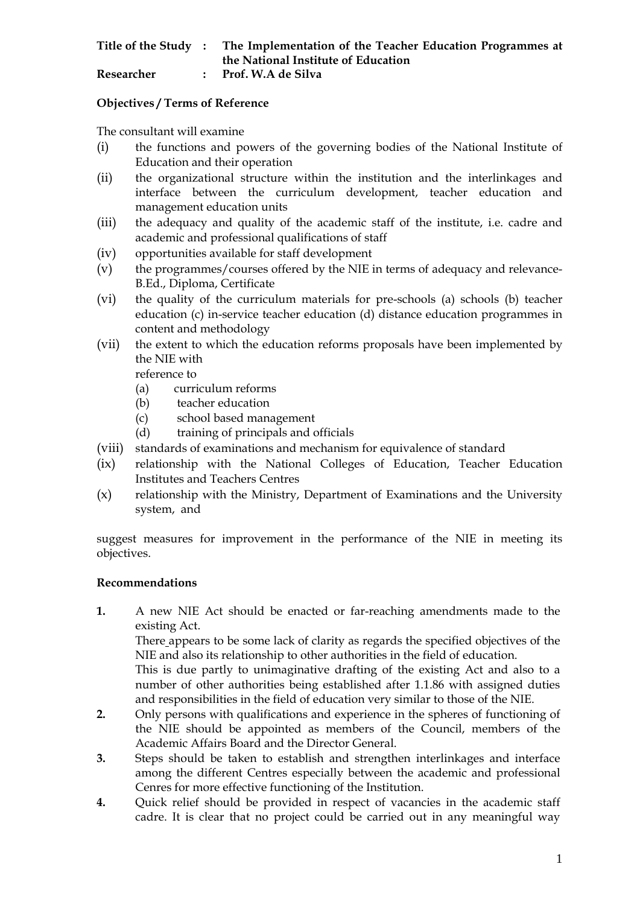**Title of the Study : The Implementation of the Teacher Education Programmes at the National Institute of Education**

**Researcher : Prof. W.A de Silva**

**Objectives / Terms of Reference**

The consultant will examine

- (i) the functions and powers of the governing bodies of the National Institute of Education and their operation
- (ii) the organizational structure within the institution and the interlinkages and interface between the curriculum development, teacher education and management education units
- (iii) the adequacy and quality of the academic staff of the institute, i.e. cadre and academic and professional qualifications of staff
- (iv) opportunities available for staff development
- (v) the programmes/courses offered by the NIE in terms of adequacy and relevance- B.Ed., Diploma, Certificate
- (vi) the quality of the curriculum materials for pre-schools (a) schools (b) teacher education (c) in-service teacher education (d) distance education programmes in content and methodology
- (vii) the extent to which the education reforms proposals have been implemented by the NIE with reference to
  - (a) curriculum reforms
  - (b) teacher education
  - (c) school based management
  - (d) training of principals and officials
- (viii) standards of examinations and mechanism for equivalence of standard
- (ix) relationship with the National Colleges of Education, Teacher Education Institutes and Teachers Centres
- (x) relationship with the Ministry, Department of Examinations and the University system, and

suggest measures for improvement in the performance of the NIE in meeting its objectives.

**Recommendations**

**1.** A new NIE Act should be enacted or far-reaching amendments made to the existing Act.
There appears to be some lack of clarity as regards the specified objectives of the NIE and also its relationship to other authorities in the field of education.
This is due partly to unimaginative drafting of the existing Act and also to a number of other authorities being established after 1.1.86 with assigned duties and responsibilities in the field of education very similar to those of the NIE.

**2.** Only persons with qualifications and experience in the spheres of functioning of the NIE should be appointed as members of the Council, members of the Academic Affairs Board and the Director General.

**3.** Steps should be taken to establish and strengthen interlinkages and interface among the different Centres especially between the academic and professional Cenres for more effective functioning of the Institution.

**4.** Quick relief should be provided in respect of vacancies in the academic staff cadre. It is clear that no project could be carried out in any meaningful way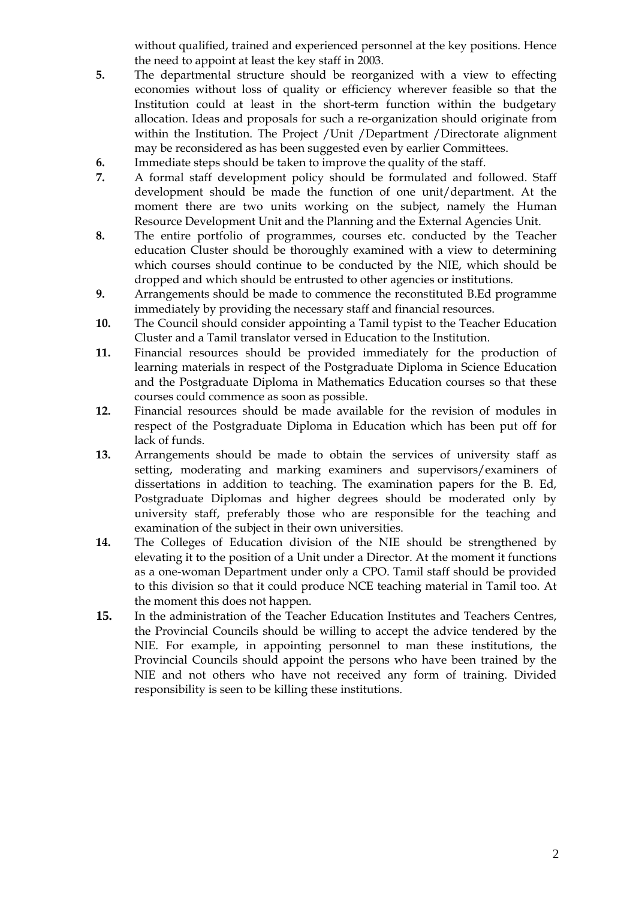without qualified, trained and experienced personnel at the key positions. Hence the need to appoint at least the key staff in 2003.

**5.** The departmental structure should be reorganized with a view to effecting economies without loss of quality or efficiency wherever feasible so that the Institution could at least in the short-term function within the budgetary allocation. Ideas and proposals for such a re-organization should originate from within the Institution. The Project /Unit /Department /Directorate alignment may be reconsidered as has been suggested even by earlier Committees.

**6.** Immediate steps should be taken to improve the quality of the staff.

**7.** A formal staff development policy should be formulated and followed. Staff development should be made the function of one unit/department. At the moment there are two units working on the subject, namely the Human Resource Development Unit and the Planning and the External Agencies Unit.

**8.** The entire portfolio of programmes, courses etc. conducted by the Teacher education Cluster should be thoroughly examined with a view to determining which courses should continue to be conducted by the NIE, which should be dropped and which should be entrusted to other agencies or institutions.

**9.** Arrangements should be made to commence the reconstituted B.Ed programme immediately by providing the necessary staff and financial resources.

**10.** The Council should consider appointing a Tamil typist to the Teacher Education Cluster and a Tamil translator versed in Education to the Institution.

**11.** Financial resources should be provided immediately for the production of learning materials in respect of the Postgraduate Diploma in Science Education and the Postgraduate Diploma in Mathematics Education courses so that these courses could commence as soon as possible.

**12.** Financial resources should be made available for the revision of modules in respect of the Postgraduate Diploma in Education which has been put off for lack of funds.

**13.** Arrangements should be made to obtain the services of university staff as setting, moderating and marking examiners and supervisors/examiners of dissertations in addition to teaching. The examination papers for the B. Ed, Postgraduate Diplomas and higher degrees should be moderated only by university staff, preferably those who are responsible for the teaching and examination of the subject in their own universities.

**14.** The Colleges of Education division of the NIE should be strengthened by elevating it to the position of a Unit under a Director. At the moment it functions as a one-woman Department under only a CPO. Tamil staff should be provided to this division so that it could produce NCE teaching material in Tamil too. At the moment this does not happen.

**15.** In the administration of the Teacher Education Institutes and Teachers Centres, the Provincial Councils should be willing to accept the advice tendered by the NIE. For example, in appointing personnel to man these institutions, the Provincial Councils should appoint the persons who have been trained by the NIE and not others who have not received any form of training. Divided responsibility is seen to be killing these institutions.